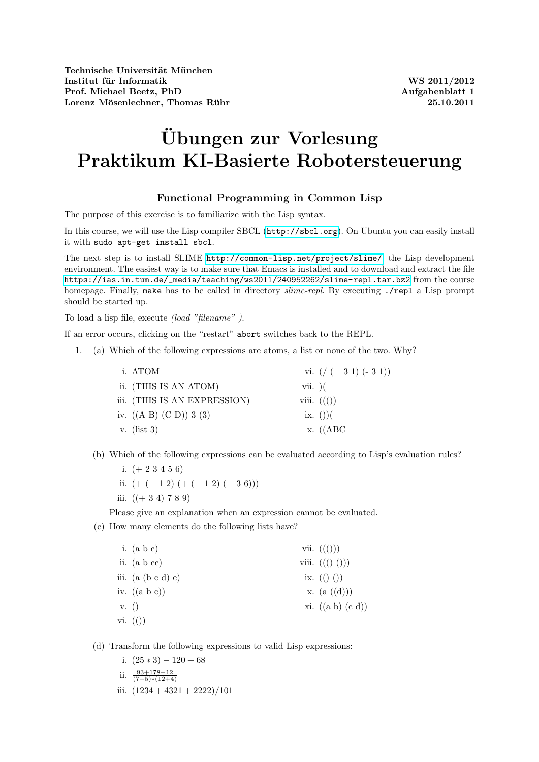**Technische Universität München**
**Institut für Informatik**
**Prof. Michael Beetz, PhD**
**Lorenz Mösenlechner, Thomas Rühr**

**WS 2011/2012**
**Aufgabenblatt 1**
**25.10.2011**

# Übungen zur Vorlesung Praktikum KI-Basierte Robotersteuerung

## Functional Programming in Common Lisp

The purpose of this exercise is to familiarize with the Lisp syntax.

In this course, we will use the Lisp compiler SBCL (`http://sbcl.org`). On Ubuntu you can easily install it with `sudo apt-get install sbcl`.

The next step is to install SLIME `http://common-lisp.net/project/slime/`, the Lisp development environment. The easiest way is to make sure that Emacs is installed and to download and extract the file `https://ias.in.tum.de/_media/teaching/ws2011/240952262/slime-repl.tar.bz2` from the course homepage. Finally, `make` has to be called in directory *slime-repl*. By executing `./repl` a Lisp prompt should be started up.

To load a lisp file, execute *(load "filename" )*.

If an error occurs, clicking on the "restart" `abort` switches back to the REPL.

1. (a) Which of the following expressions are atoms, a list or none of the two. Why?

   i. ATOM
   ii. (THIS IS AN ATOM)
   iii. (THIS IS AN EXPRESSION)
   iv. ((A B) (C D)) 3 (3)
   v. (list 3)
   vi. (/ (+ 3 1) (- 3 1))
   vii. )(
   viii. ((())
   ix. ())(
   x. ((ABC

   (b) Which of the following expressions can be evaluated according to Lisp's evaluation rules?

   i. (+ 2 3 4 5 6)
   ii. (+ (+ 1 2) (+ (+ 1 2) (+ 3 6)))
   iii. ((+ 3 4) 7 8 9)

   Please give an explanation when an expression cannot be evaluated.

   (c) How many elements do the following lists have?

   i. (a b c)
   ii. (a b cc)
   iii. (a (b c d) e)
   iv. ((a b c))
   v. ()
   vi. (())
   vii. ((()))
   viii. ((() ()))
   ix. (() ())
   x. (a ((d)))
   xi. ((a b) (c d))

   (d) Transform the following expressions to valid Lisp expressions:

   i. $(25 * 3) - 120 + 68$
   ii. $\frac{93+178-12}{(7-5)*(12+4)}$
   iii. $(1234 + 4321 + 2222)/101$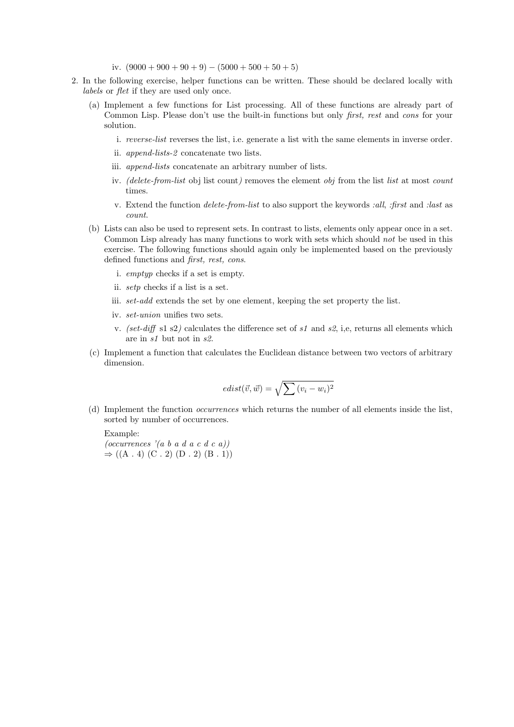iv. $(9000 + 900 + 90 + 9) - (5000 + 500 + 50 + 5)$

2. In the following exercise, helper functions can be written. These should be declared locally with *labels* or *flet* if they are used only once.

   (a) Implement a few functions for List processing. All of these functions are already part of Common Lisp. Please don't use the built-in functions but only *first, rest* and *cons* for your solution.

      i. *reverse-list* reverses the list, i.e. generate a list with the same elements in inverse order.

      ii. *append-lists-2* concatenate two lists.

      iii. *append-lists* concatenate an arbitrary number of lists.

      iv. *(delete-from-list* obj list count*)* removes the element *obj* from the list *list* at most *count* times.

      v. Extend the function *delete-from-list* to also support the keywords *:all*, *:first* and *:last* as *count*.

   (b) Lists can also be used to represent sets. In contrast to lists, elements only appear once in a set. Common Lisp already has many functions to work with sets which should *not* be used in this exercise. The following functions should again only be implemented based on the previously defined functions and *first, rest, cons*.

      i. *emptyp* checks if a set is empty.

      ii. *setp* checks if a list is a set.

      iii. *set-add* extends the set by one element, keeping the set property the list.

      iv. *set-union* unifies two sets.

      v. *(set-diff* s1 s2*)* calculates the difference set of *s1* and *s2*, i,e, returns all elements which are in *s1* but not in *s2*.

   (c) Implement a function that calculates the Euclidean distance between two vectors of arbitrary dimension.

$$edist(\vec{v}, \vec{w}) = \sqrt{\sum (v_i - w_i)^2}$$

   (d) Implement the function *occurrences* which returns the number of all elements inside the list, sorted by number of occurrences.

      Example:
      *(occurrences '(a b a d a c d c a))*
      ⇒ ((A . 4) (C . 2) (D . 2) (B . 1))